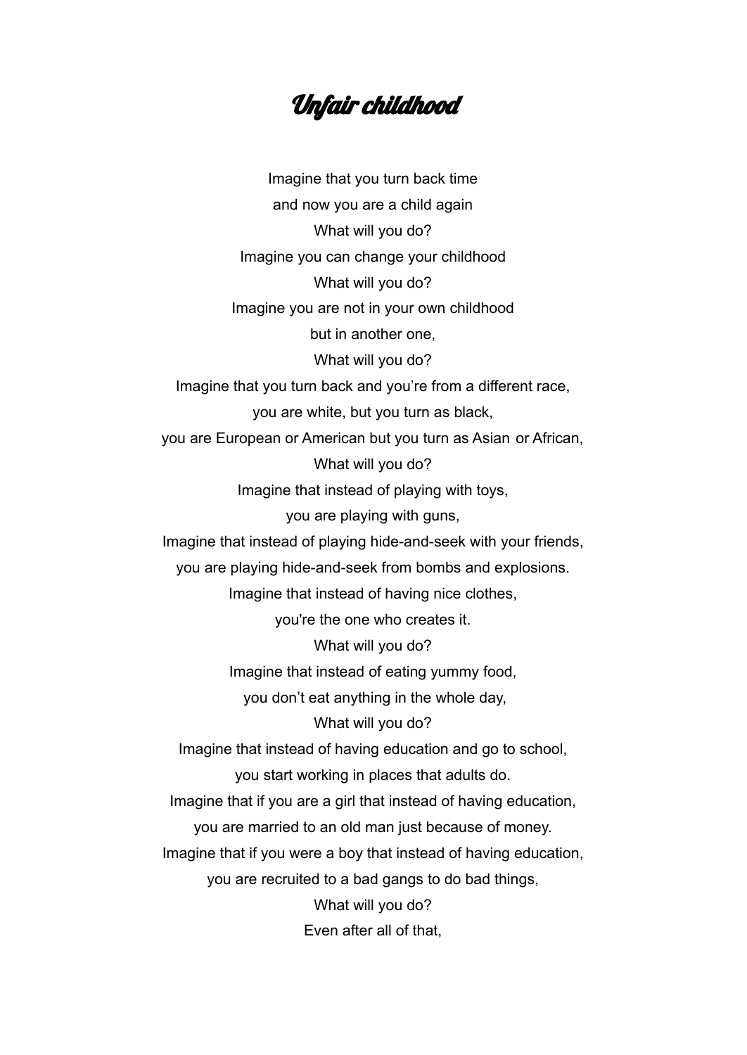# Unfair childhood

Imagine that you turn back time
and now you are a child again
What will you do?
Imagine you can change your childhood
What will you do?
Imagine you are not in your own childhood
but in another one,
What will you do?
Imagine that you turn back and you're from a different race,
you are white, but you turn as black,
you are European or American but you turn as Asian or African,
What will you do?
Imagine that instead of playing with toys,
you are playing with guns,
Imagine that instead of playing hide-and-seek with your friends,
you are playing hide-and-seek from bombs and explosions.
Imagine that instead of having nice clothes,
you're the one who creates it.
What will you do?
Imagine that instead of eating yummy food,
you don't eat anything in the whole day,
What will you do?
Imagine that instead of having education and go to school,
you start working in places that adults do.
Imagine that if you are a girl that instead of having education,
you are married to an old man just because of money.
Imagine that if you were a boy that instead of having education,
you are recruited to a bad gangs to do bad things,
What will you do?
Even after all of that,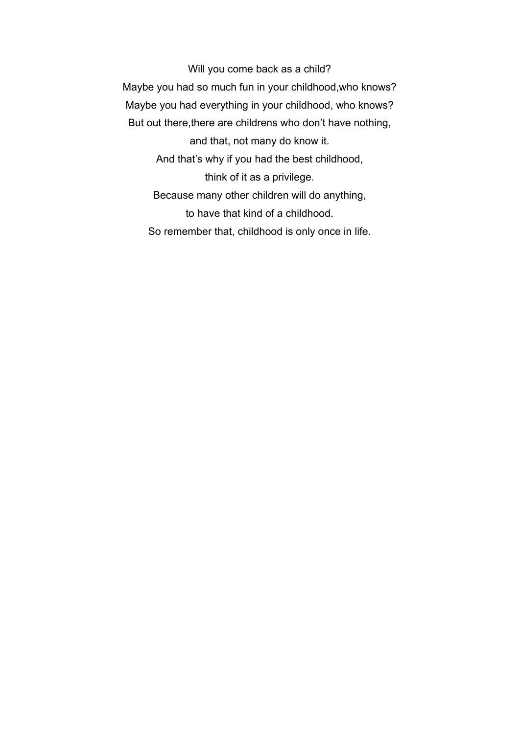Will you come back as a child?
Maybe you had so much fun in your childhood,who knows?
Maybe you had everything in your childhood, who knows?
But out there,there are childrens who don't have nothing,
and that, not many do know it.
And that's why if you had the best childhood,
think of it as a privilege.
Because many other children will do anything,
to have that kind of a childhood.
So remember that, childhood is only once in life.